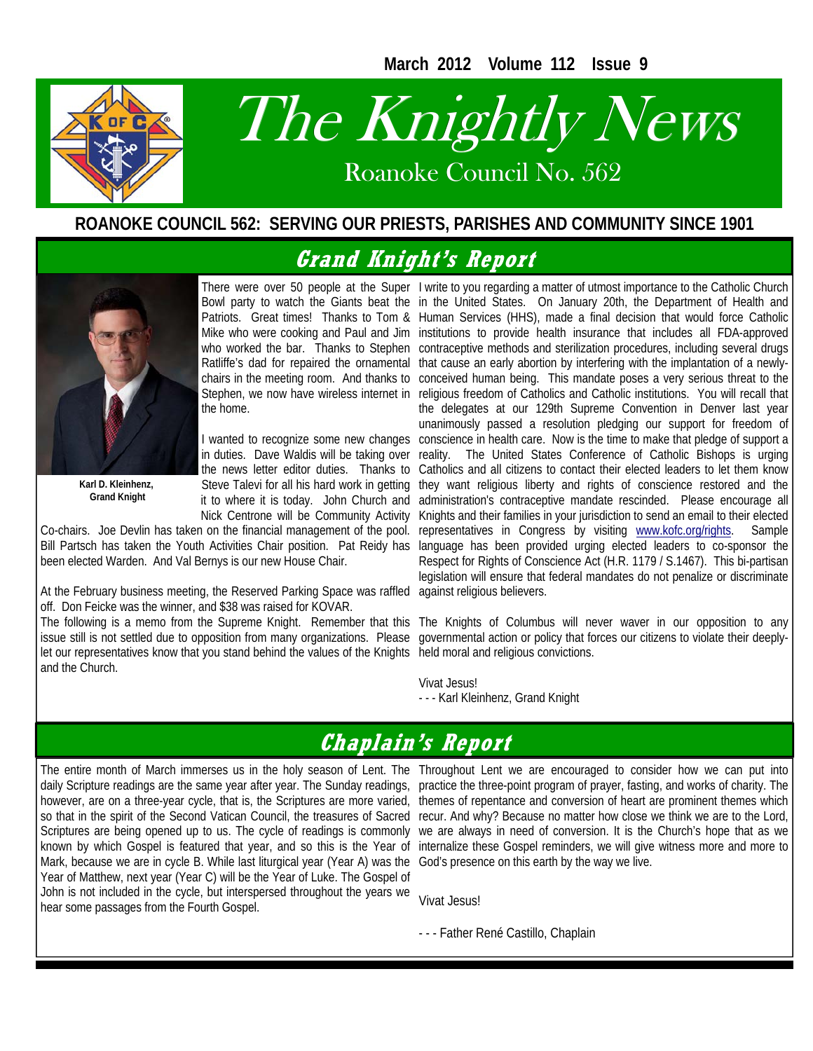March 2012 Volume 112 Issue 9

# The Knightly News

Roanoke Council No. 562

**ROANOKE COUNCIL 562: SERVING OUR PRIESTS, PARISHES AND COMMUNITY SINCE 1901**

## Grand Knight's Report

**Karl D. Kleinhenz, Grand Knight**

There were over 50 people at the Super Bowl party to watch the Giants beat the Patriots. Great times! Thanks to Tom & Mike who were cooking and Paul and Jim who worked the bar. Thanks to Stephen Ratliffe's dad for repaired the ornamental chairs in the meeting room. And thanks to Stephen, we now have wireless internet in the home.

I wanted to recognize some new changes in duties. Dave Waldis will be taking over the news letter editor duties. Thanks to Steve Talevi for all his hard work in getting it to where it is today. John Church and Nick Centrone will be Community Activity Co-chairs. Joe Devlin has taken on the financial management of the pool. Bill Partsch has taken the Youth Activities Chair position. Pat Reidy has been elected Warden. And Val Bernys is our new House Chair.

At the February business meeting, the Reserved Parking Space was raffled off. Don Feicke was the winner, and $38 was raised for KOVAR.

The following is a memo from the Supreme Knight. Remember that this issue still is not settled due to opposition from many organizations. Please let our representatives know that you stand behind the values of the Knights and the Church.

I write to you regarding a matter of utmost importance to the Catholic Church in the United States. On January 20th, the Department of Health and Human Services (HHS), made a final decision that would force Catholic institutions to provide health insurance that includes all FDA-approved contraceptive methods and sterilization procedures, including several drugs that cause an early abortion by interfering with the implantation of a newly-conceived human being. This mandate poses a very serious threat to the religious freedom of Catholics and Catholic institutions. You will recall that the delegates at our 129th Supreme Convention in Denver last year unanimously passed a resolution pledging our support for freedom of conscience in health care. Now is the time to make that pledge of support a reality. The United States Conference of Catholic Bishops is urging Catholics and all citizens to contact their elected leaders to let them know they want religious liberty and rights of conscience restored and the administration's contraceptive mandate rescinded. Please encourage all Knights and their families in your jurisdiction to send an email to their elected representatives in Congress by visiting www.kofc.org/rights. Sample language has been provided urging elected leaders to co-sponsor the Respect for Rights of Conscience Act (H.R. 1179 / S.1467). This bi-partisan legislation will ensure that federal mandates do not penalize or discriminate against religious believers.

The Knights of Columbus will never waver in our opposition to any governmental action or policy that forces our citizens to violate their deeply-held moral and religious convictions.

Vivat Jesus!

- - - Karl Kleinhenz, Grand Knight

## Chaplain's Report

The entire month of March immerses us in the holy season of Lent. The daily Scripture readings are the same year after year. The Sunday readings, however, are on a three-year cycle, that is, the Scriptures are more varied, so that in the spirit of the Second Vatican Council, the treasures of Sacred Scriptures are being opened up to us. The cycle of readings is commonly known by which Gospel is featured that year, and so this is the Year of Mark, because we are in cycle B. While last liturgical year (Year A) was the Year of Matthew, next year (Year C) will be the Year of Luke. The Gospel of John is not included in the cycle, but interspersed throughout the years we hear some passages from the Fourth Gospel.

Throughout Lent we are encouraged to consider how we can put into practice the three-point program of prayer, fasting, and works of charity. The themes of repentance and conversion of heart are prominent themes which recur. And why? Because no matter how close we think we are to the Lord, we are always in need of conversion. It is the Church's hope that as we internalize these Gospel reminders, we will give witness more and more to God's presence on this earth by the way we live.

Vivat Jesus!

- - - Father René Castillo, Chaplain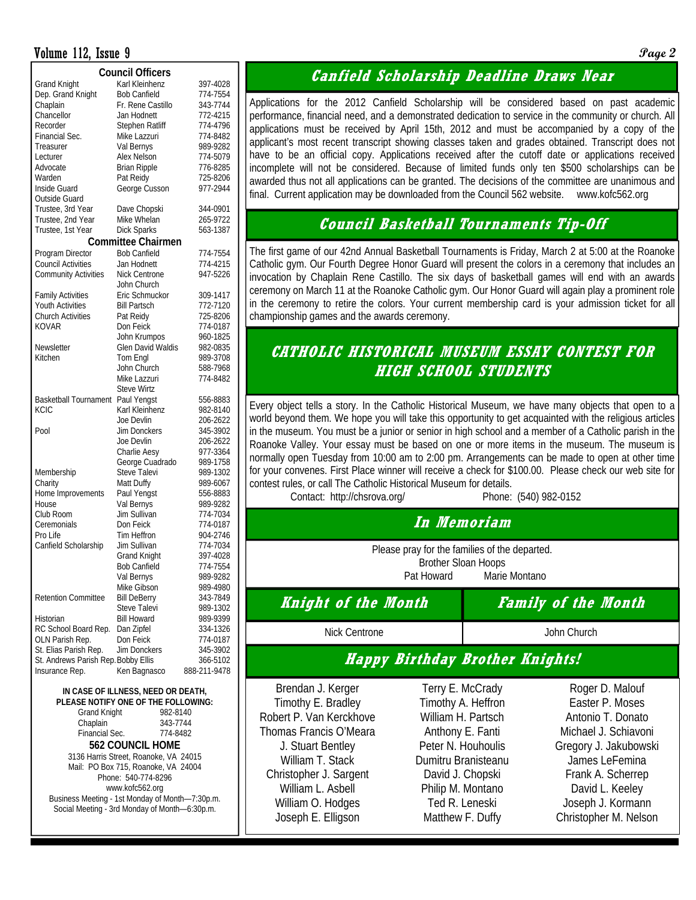## Council Officers

| Position | Name | Phone |
|---|---|---|
| Grand Knight | Karl Kleinhenz | 397-4028 |
| Dep. Grand Knight | Bob Canfield | 774-7554 |
| Chaplain | Fr. Rene Castillo | 343-7744 |
| Chancellor | Jan Hodnett | 772-4215 |
| Recorder | Stephen Ratliff | 774-4796 |
| Financial Sec. | Mike Lazzuri | 774-8482 |
| Treasurer | Val Bernys | 989-9282 |
| Lecturer | Alex Nelson | 774-5079 |
| Advocate | Brian Ripple | 776-8285 |
| Warden | Pat Reidy | 725-8206 |
| Inside Guard | George Cusson | 977-2944 |
| Outside Guard | | |
| Trustee, 3rd Year | Dave Chopski | 344-0901 |
| Trustee, 2nd Year | Mike Whelan | 265-9722 |
| Trustee, 1st Year | Dick Sparks | 563-1387 |

## Committee Chairmen

| Committee | Name | Phone |
|---|---|---|
| Program Director | Bob Canfield | 774-7554 |
| Council Activities | Jan Hodnett | 774-4215 |
| Community Activities | Nick Centrone | 947-5226 |
| | John Church | |
| Family Activities | Eric Schmuckor | 309-1417 |
| Youth Activities | Bill Partsch | 772-7120 |
| Church Activities | Pat Reidy | 725-8206 |
| KOVAR | Don Feick | 774-0187 |
| | John Krumpos | 960-1825 |
| Newsletter | Glen David Waldis | 982-0835 |
| Kitchen | Tom Engl | 989-3708 |
| | John Church | 588-7968 |
| | Mike Lazzuri | 774-8482 |
| | Steve Wirtz | |
| Basketball Tournament | Paul Yengst | 556-8883 |
| KCIC | Karl Kleinhenz | 982-8140 |
| | Joe Devlin | 206-2622 |
| Pool | Jim Donckers | 345-3902 |
| | Joe Devlin | 206-2622 |
| | Charlie Aesy | 977-3364 |
| | George Cuadrado | 989-1758 |
| Membership | Steve Talevi | 989-1302 |
| Charity | Matt Duffy | 989-6067 |
| Home Improvements | Paul Yengst | 556-8883 |
| House | Val Bernys | 989-9282 |
| Club Room | Jim Sullivan | 774-7034 |
| Ceremonials | Don Feick | 774-0187 |
| Pro Life | Tim Heffron | 904-2746 |
| Canfield Scholarship | Jim Sullivan | 774-7034 |
| | Grand Knight | 397-4028 |
| | Bob Canfield | 774-7554 |
| | Val Bernys | 989-9282 |
| | Mike Gibson | 989-4980 |
| Retention Committee | Bill DeBerry | 343-7849 |
| | Steve Talevi | 989-1302 |
| Historian | Bill Howard | 989-9399 |
| RC School Board Rep. | Dan Zipfel | 334-1326 |
| OLN Parish Rep. | Don Feick | 774-0187 |
| St. Elias Parish Rep. | Jim Donckers | 345-3902 |
| St. Andrews Parish Rep. | Bobby Ellis | 366-5102 |
| Insurance Rep. | Ken Bagnasco | 888-211-9478 |

**IN CASE OF ILLNESS, NEED OR DEATH, PLEASE NOTIFY ONE OF THE FOLLOWING:**

| | |
|---|---|
| Grand Knight | 982-8140 |
| Chaplain | 343-7744 |
| Financial Sec. | 774-8482 |

**562 COUNCIL HOME**

3136 Harris Street, Roanoke, VA 24015
Mail: PO Box 715, Roanoke, VA 24004
Phone: 540-774-8296
www.kofc562.org
Business Meeting - 1st Monday of Month—7:30p.m.
Social Meeting - 3rd Monday of Month—6:30p.m.

## Canfield Scholarship Deadline Draws Near

Applications for the 2012 Canfield Scholarship will be considered based on past academic performance, financial need, and a demonstrated dedication to service in the community or church. All applications must be received by April 15th, 2012 and must be accompanied by a copy of the applicant's most recent transcript showing classes taken and grades obtained. Transcript does not have to be an official copy. Applications received after the cutoff date or applications received incomplete will not be considered. Because of limited funds only ten $500 scholarships can be awarded thus not all applications can be granted. The decisions of the committee are unanimous and final. Current application may be downloaded from the Council 562 website. www.kofc562.org

## Council Basketball Tournaments Tip-Off

The first game of our 42nd Annual Basketball Tournaments is Friday, March 2 at 5:00 at the Roanoke Catholic gym. Our Fourth Degree Honor Guard will present the colors in a ceremony that includes an invocation by Chaplain Rene Castillo. The six days of basketball games will end with an awards ceremony on March 11 at the Roanoke Catholic gym. Our Honor Guard will again play a prominent role in the ceremony to retire the colors. Your current membership card is your admission ticket for all championship games and the awards ceremony.

## CATHOLIC HISTORICAL MUSEUM ESSAY CONTEST FOR HIGH SCHOOL STUDENTS

Every object tells a story. In the Catholic Historical Museum, we have many objects that open to a world beyond them. We hope you will take this opportunity to get acquainted with the religious articles in the museum. You must be a junior or senior in high school and a member of a Catholic parish in the Roanoke Valley. Your essay must be based on one or more items in the museum. The museum is normally open Tuesday from 10:00 am to 2:00 pm. Arrangements can be made to open at other time for your convenes. First Place winner will receive a check for $100.00. Please check our web site for contest rules, or call The Catholic Historical Museum for details.

Contact: http://chsrova.org/ Phone: (540) 982-0152

## In Memoriam

Please pray for the families of the departed.
Brother Sloan Hoops
Pat Howard Marie Montano

| Knight of the Month | Family of the Month |
|---|---|
| Nick Centrone | John Church |

## Happy Birthday Brother Knights!

| | | |
|---|---|---|
| Brendan J. Kerger | Terry E. McCrady | Roger D. Malouf |
| Timothy E. Bradley | Timothy A. Heffron | Easter P. Moses |
| Robert P. Van Kerckhove | William H. Partsch | Antonio T. Donato |
| Thomas Francis O'Meara | Anthony E. Fanti | Michael J. Schiavoni |
| J. Stuart Bentley | Peter N. Houhoulis | Gregory J. Jakubowski |
| William T. Stack | Dumitru Branisteanu | James LeFemina |
| Christopher J. Sargent | David J. Chopski | Frank A. Scherrep |
| William L. Asbell | Philip M. Montano | David L. Keeley |
| William O. Hodges | Ted R. Leneski | Joseph J. Kormann |
| Joseph E. Elligson | Matthew F. Duffy | Christopher M. Nelson |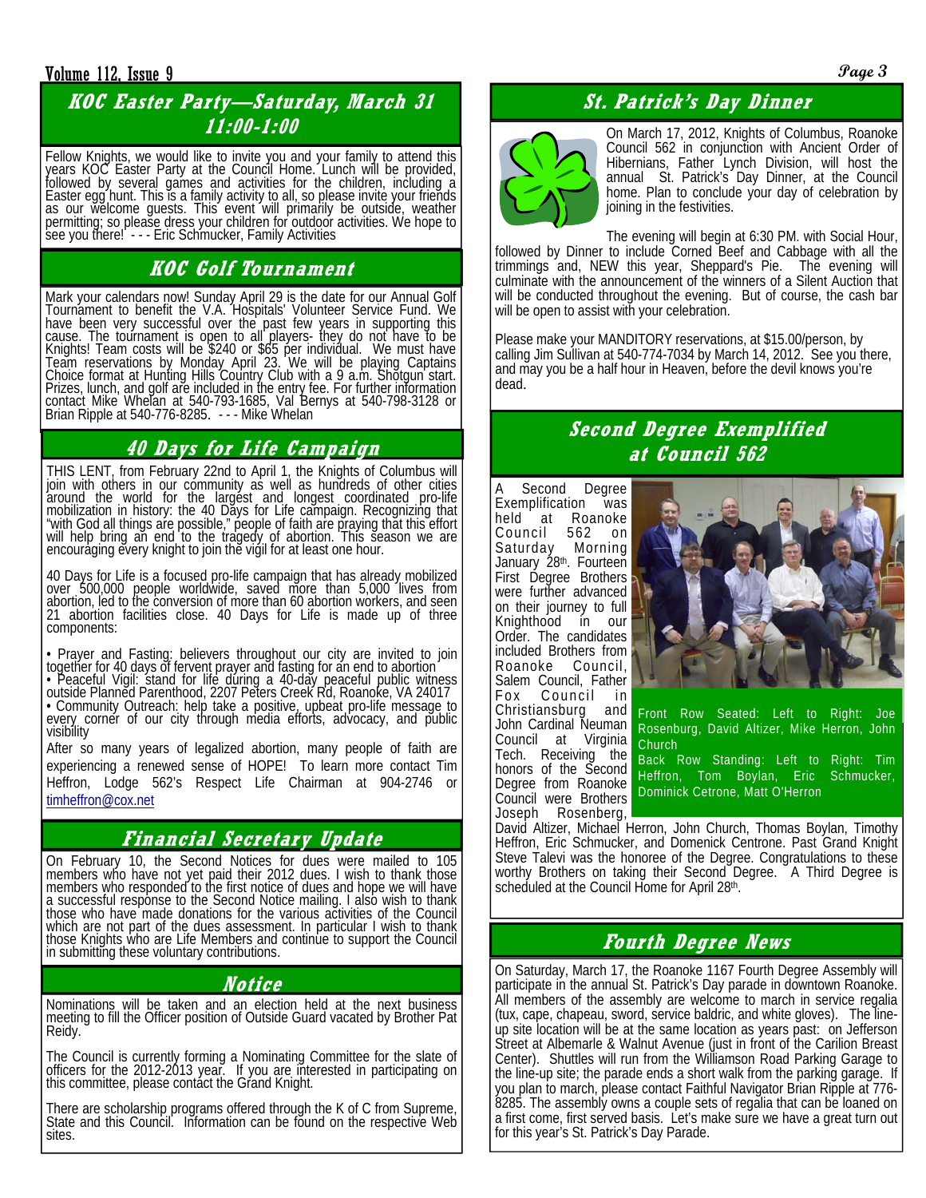## KOC Easter Party—Saturday, March 31 11:00-1:00

Fellow Knights, we would like to invite you and your family to attend this years KOC Easter Party at the Council Home. Lunch will be provided, followed by several games and activities for the children, including a Easter egg hunt. This is a family activity to all, so please invite your friends as our welcome guests. This event will primarily be outside, weather permitting; so please dress your children for outdoor activities. We hope to see you there! - - - Eric Schmucker, Family Activities

## KOC Golf Tournament

Mark your calendars now! Sunday April 29 is the date for our Annual Golf Tournament to benefit the V.A. Hospitals' Volunteer Service Fund. We have been very successful over the past few years in supporting this cause. The tournament is open to all players- they do not have to be Knights! Team costs will be $240 or $65 per individual. We must have Team reservations by Monday April 23. We will be playing Captains Choice format at Hunting Hills Country Club with a 9 a.m. Shotgun start. Prizes, lunch, and golf are included in the entry fee. For further information contact Mike Whelan at 540-793-1685, Val Bernys at 540-798-3128 or Brian Ripple at 540-776-8285. - - - Mike Whelan

## 40 Days for Life Campaign

THIS LENT, from February 22nd to April 1, the Knights of Columbus will join with others in our community as well as hundreds of other cities around the world for the largest and longest coordinated pro-life mobilization in history: the 40 Days for Life campaign. Recognizing that "with God all things are possible," people of faith are praying that this effort will help bring an end to the tragedy of abortion. This season we are encouraging every knight to join the vigil for at least one hour.

40 Days for Life is a focused pro-life campaign that has already mobilized over 500,000 people worldwide, saved more than 5,000 lives from abortion, led to the conversion of more than 60 abortion workers, and seen 21 abortion facilities close. 40 Days for Life is made up of three components:

- Prayer and Fasting: believers throughout our city are invited to join together for 40 days of fervent prayer and fasting for an end to abortion
- Peaceful Vigil: stand for life during a 40-day peaceful public witness outside Planned Parenthood, 2207 Peters Creek Rd, Roanoke, VA 24017
- Community Outreach: help take a positive, upbeat pro-life message to every corner of our city through media efforts, advocacy, and public visibility

After so many years of legalized abortion, many people of faith are experiencing a renewed sense of HOPE! To learn more contact Tim Heffron, Lodge 562's Respect Life Chairman at 904-2746 or timheffron@cox.net

## Financial Secretary Update

On February 10, the Second Notices for dues were mailed to 105 members who have not yet paid their 2012 dues. I wish to thank those members who responded to the first notice of dues and hope we will have a successful response to the Second Notice mailing. I also wish to thank those who have made donations for the various activities of the Council which are not part of the dues assessment. In particular I wish to thank those Knights who are Life Members and continue to support the Council in submitting these voluntary contributions.

## Notice

Nominations will be taken and an election held at the next business meeting to fill the Officer position of Outside Guard vacated by Brother Pat Reidy.

The Council is currently forming a Nominating Committee for the slate of officers for the 2012-2013 year. If you are interested in participating on this committee, please contact the Grand Knight.

There are scholarship programs offered through the K of C from Supreme, State and this Council. Information can be found on the respective Web sites.

## St. Patrick's Day Dinner

On March 17, 2012, Knights of Columbus, Roanoke Council 562 in conjunction with Ancient Order of Hibernians, Father Lynch Division, will host the annual St. Patrick's Day Dinner, at the Council home. Plan to conclude your day of celebration by joining in the festivities.

The evening will begin at 6:30 PM. with Social Hour, followed by Dinner to include Corned Beef and Cabbage with all the trimmings and, NEW this year, Sheppard's Pie. The evening will culminate with the announcement of the winners of a Silent Auction that will be conducted throughout the evening. But of course, the cash bar will be open to assist with your celebration.

Please make your MANDITORY reservations, at $15.00/person, by calling Jim Sullivan at 540-774-7034 by March 14, 2012. See you there, and may you be a half hour in Heaven, before the devil knows you're dead.

## Second Degree Exemplified at Council 562

A Second Degree Exemplification was held at Roanoke Council 562 on Saturday Morning January 28th. Fourteen First Degree Brothers were further advanced on their journey to full Knighthood in our Order. The candidates included Brothers from Roanoke Council, Salem Council, Father Fox Council in Christiansburg and John Cardinal Neuman Council at Virginia Tech. Receiving the honors of the Second Degree from Roanoke Council were Brothers Joseph Rosenberg, David Altizer, Michael Herron, John Church, Thomas Boylan, Timothy Heffron, Eric Schmucker, and Domenick Centrone. Past Grand Knight Steve Talevi was the honoree of the Degree. Congratulations to these worthy Brothers on taking their Second Degree. A Third Degree is scheduled at the Council Home for April 28th.

Front Row Seated: Left to Right: Joe Rosenburg, David Altizer, Mike Herron, John Church
Back Row Standing: Left to Right: Tim Heffron, Tom Boylan, Eric Schmucker, Dominick Cetrone, Matt O'Herron

## Fourth Degree News

On Saturday, March 17, the Roanoke 1167 Fourth Degree Assembly will participate in the annual St. Patrick's Day parade in downtown Roanoke. All members of the assembly are welcome to march in service regalia (tux, cape, chapeau, sword, service baldric, and white gloves). The line-up site location will be at the same location as years past: on Jefferson Street at Albemarle & Walnut Avenue (just in front of the Carilion Breast Center). Shuttles will run from the Williamson Road Parking Garage to the line-up site; the parade ends a short walk from the parking garage. If you plan to march, please contact Faithful Navigator Brian Ripple at 776-8285. The assembly owns a couple sets of regalia that can be loaned on a first come, first served basis. Let's make sure we have a great turn out for this year's St. Patrick's Day Parade.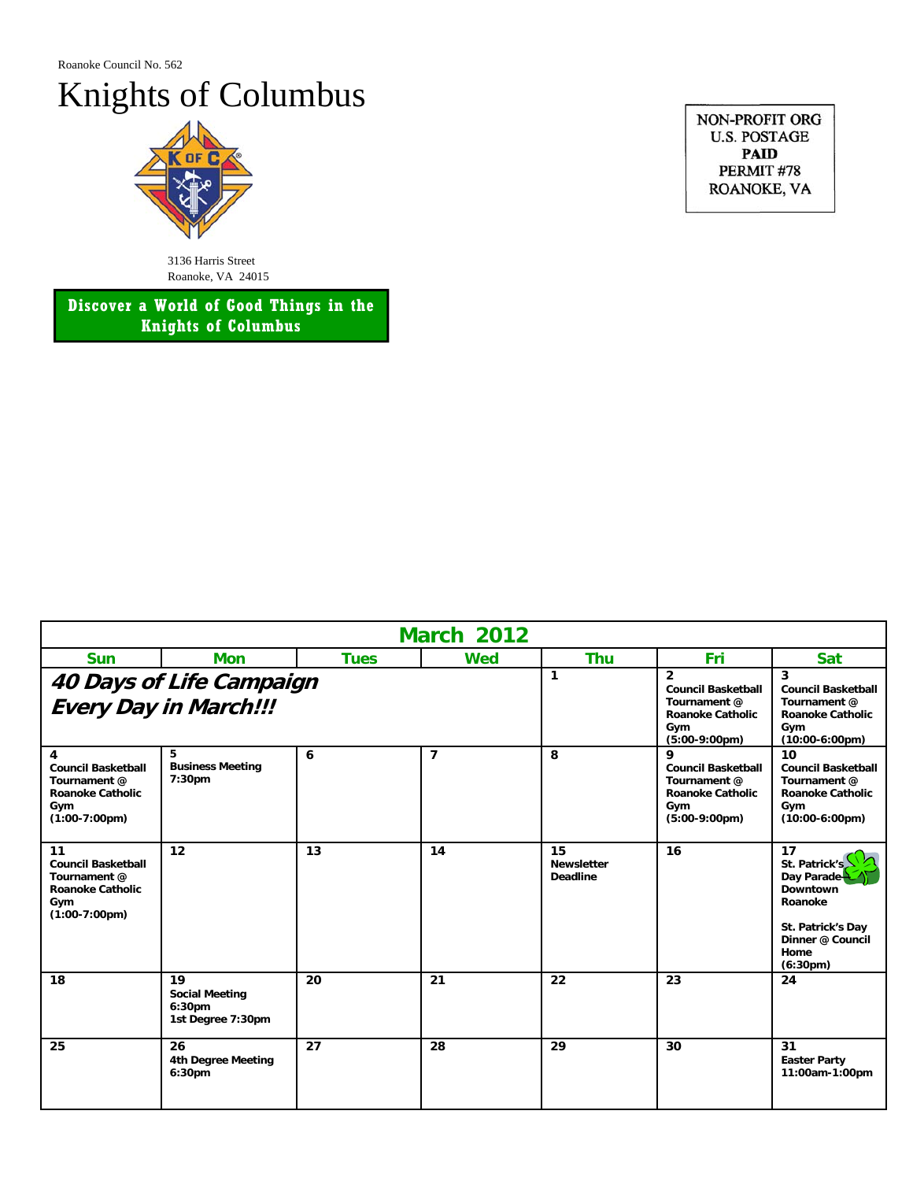Roanoke Council No. 562

# Knights of Columbus

3136 Harris Street
Roanoke, VA 24015

**Discover a World of Good Things in the Knights of Columbus**

NON-PROFIT ORG
U.S. POSTAGE
**PAID**
PERMIT #78
ROANOKE, VA

## March 2012

| Sun | Mon | Tues | Wed | Thu | Fri | Sat |
|---|---|---|---|---|---|---|
| ***40 Days of Life Campaign Every Day in March!!!*** | | | | **1** | **2** **Council Basketball Tournament @ Roanoke Catholic Gym (5:00-9:00pm)** | **3** **Council Basketball Tournament @ Roanoke Catholic Gym (10:00-6:00pm)** |
| **4** **Council Basketball Tournament @ Roanoke Catholic Gym (1:00-7:00pm)** | **5** **Business Meeting 7:30pm** | **6** | **7** | **8** | **9** **Council Basketball Tournament @ Roanoke Catholic Gym (5:00-9:00pm)** | **10** **Council Basketball Tournament @ Roanoke Catholic Gym (10:00-6:00pm)** |
| **11** **Council Basketball Tournament @ Roanoke Catholic Gym (1:00-7:00pm)** | **12** | **13** | **14** | **15** **Newsletter Deadline** | **16** | **17** **St. Patrick's Day Parade Downtown Roanoke** <br> **St. Patrick's Day Dinner @ Council Home (6:30pm)** |
| **18** | **19** **Social Meeting 6:30pm** **1st Degree 7:30pm** | **20** | **21** | **22** | **23** | **24** |
| **25** | **26** **4th Degree Meeting 6:30pm** | **27** | **28** | **29** | **30** | **31** **Easter Party 11:00am-1:00pm** |